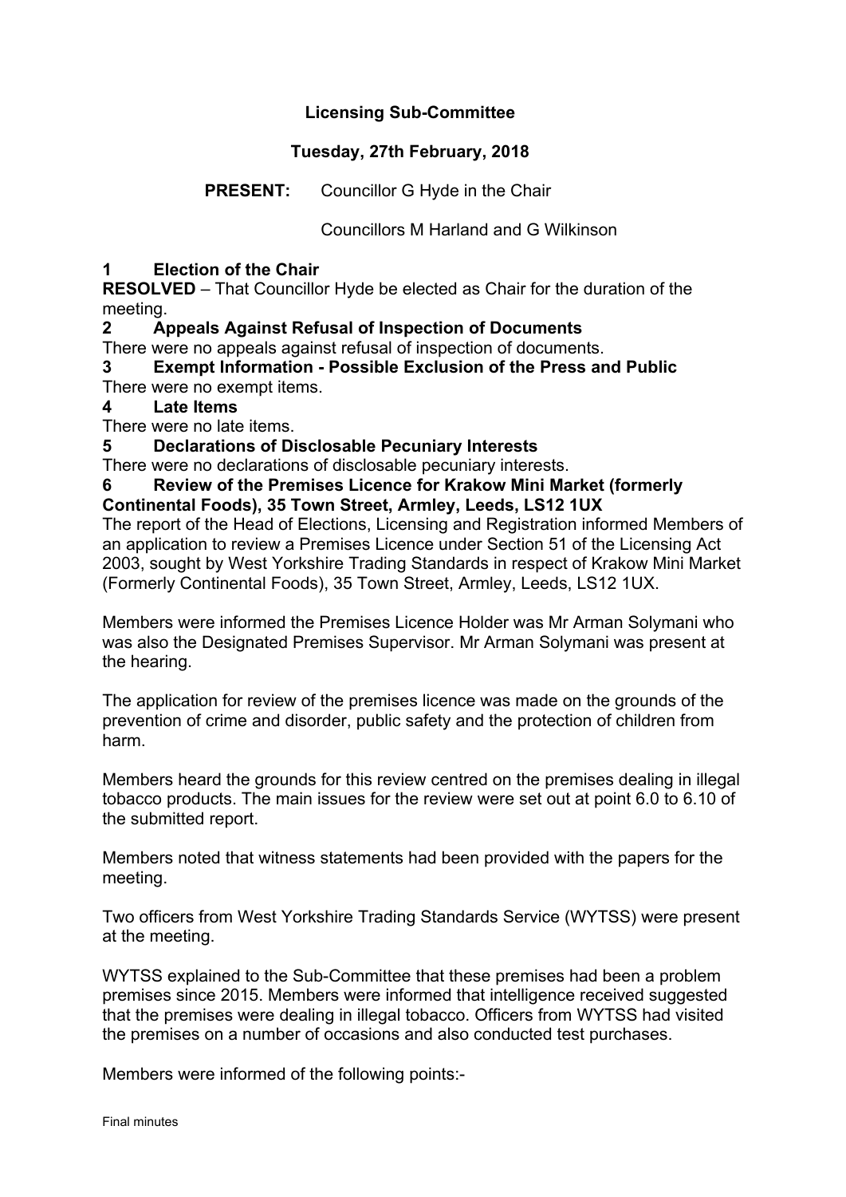# Licensing Sub-Committee

## Tuesday, 27th February, 2018

**PRESENT:** Councillor G Hyde in the Chair

Councillors M Harland and G Wilkinson

### 1 Election of the Chair

**RESOLVED** – That Councillor Hyde be elected as Chair for the duration of the meeting.

### 2 Appeals Against Refusal of Inspection of Documents

There were no appeals against refusal of inspection of documents.

### 3 Exempt Information - Possible Exclusion of the Press and Public

There were no exempt items.

### 4 Late Items

There were no late items.

### 5 Declarations of Disclosable Pecuniary Interests

There were no declarations of disclosable pecuniary interests.

### 6 Review of the Premises Licence for Krakow Mini Market (formerly Continental Foods), 35 Town Street, Armley, Leeds, LS12 1UX

The report of the Head of Elections, Licensing and Registration informed Members of an application to review a Premises Licence under Section 51 of the Licensing Act 2003, sought by West Yorkshire Trading Standards in respect of Krakow Mini Market (Formerly Continental Foods), 35 Town Street, Armley, Leeds, LS12 1UX.

Members were informed the Premises Licence Holder was Mr Arman Solymani who was also the Designated Premises Supervisor. Mr Arman Solymani was present at the hearing.

The application for review of the premises licence was made on the grounds of the prevention of crime and disorder, public safety and the protection of children from harm.

Members heard the grounds for this review centred on the premises dealing in illegal tobacco products. The main issues for the review were set out at point 6.0 to 6.10 of the submitted report.

Members noted that witness statements had been provided with the papers for the meeting.

Two officers from West Yorkshire Trading Standards Service (WYTSS) were present at the meeting.

WYTSS explained to the Sub-Committee that these premises had been a problem premises since 2015. Members were informed that intelligence received suggested that the premises were dealing in illegal tobacco. Officers from WYTSS had visited the premises on a number of occasions and also conducted test purchases.

Members were informed of the following points:-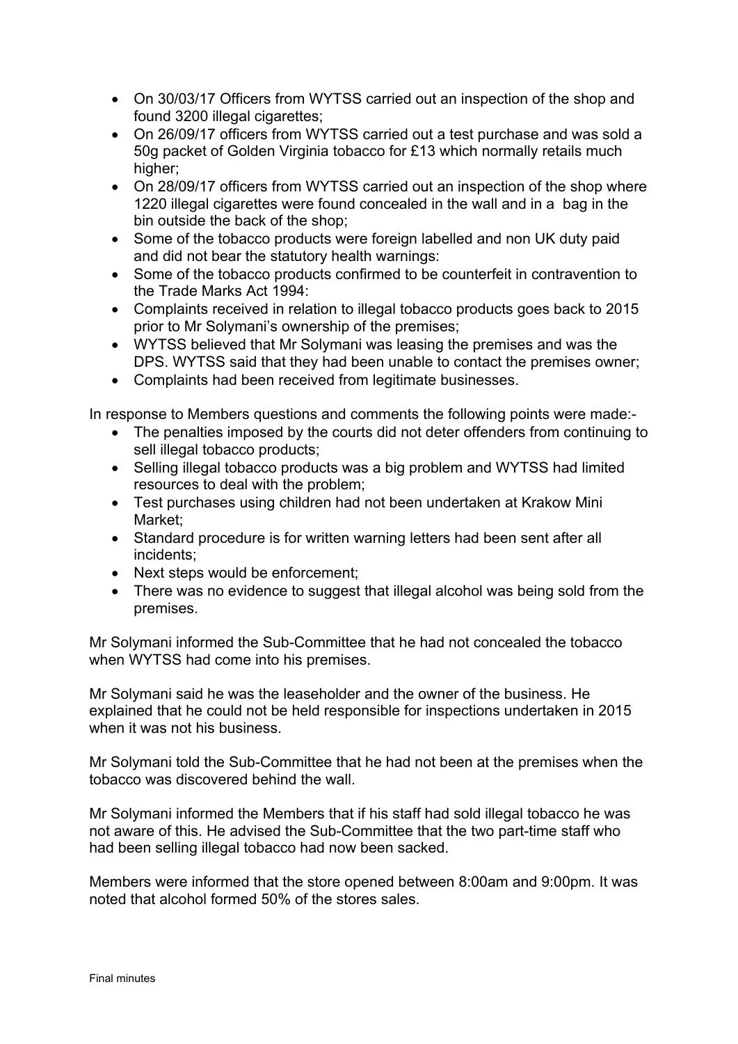- On 30/03/17 Officers from WYTSS carried out an inspection of the shop and found 3200 illegal cigarettes;
- On 26/09/17 officers from WYTSS carried out a test purchase and was sold a 50g packet of Golden Virginia tobacco for £13 which normally retails much higher;
- On 28/09/17 officers from WYTSS carried out an inspection of the shop where 1220 illegal cigarettes were found concealed in the wall and in a bag in the bin outside the back of the shop;
- Some of the tobacco products were foreign labelled and non UK duty paid and did not bear the statutory health warnings:
- Some of the tobacco products confirmed to be counterfeit in contravention to the Trade Marks Act 1994:
- Complaints received in relation to illegal tobacco products goes back to 2015 prior to Mr Solymani's ownership of the premises;
- WYTSS believed that Mr Solymani was leasing the premises and was the DPS. WYTSS said that they had been unable to contact the premises owner;
- Complaints had been received from legitimate businesses.

In response to Members questions and comments the following points were made:-

- The penalties imposed by the courts did not deter offenders from continuing to sell illegal tobacco products;
- Selling illegal tobacco products was a big problem and WYTSS had limited resources to deal with the problem;
- Test purchases using children had not been undertaken at Krakow Mini Market;
- Standard procedure is for written warning letters had been sent after all incidents;
- Next steps would be enforcement;
- There was no evidence to suggest that illegal alcohol was being sold from the premises.

Mr Solymani informed the Sub-Committee that he had not concealed the tobacco when WYTSS had come into his premises.

Mr Solymani said he was the leaseholder and the owner of the business. He explained that he could not be held responsible for inspections undertaken in 2015 when it was not his business.

Mr Solymani told the Sub-Committee that he had not been at the premises when the tobacco was discovered behind the wall.

Mr Solymani informed the Members that if his staff had sold illegal tobacco he was not aware of this. He advised the Sub-Committee that the two part-time staff who had been selling illegal tobacco had now been sacked.

Members were informed that the store opened between 8:00am and 9:00pm. It was noted that alcohol formed 50% of the stores sales.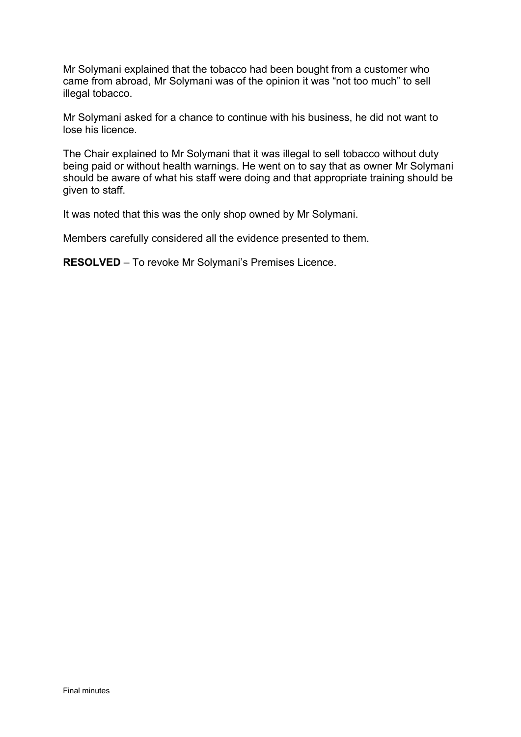Mr Solymani explained that the tobacco had been bought from a customer who came from abroad, Mr Solymani was of the opinion it was "not too much" to sell illegal tobacco.

Mr Solymani asked for a chance to continue with his business, he did not want to lose his licence.

The Chair explained to Mr Solymani that it was illegal to sell tobacco without duty being paid or without health warnings. He went on to say that as owner Mr Solymani should be aware of what his staff were doing and that appropriate training should be given to staff.

It was noted that this was the only shop owned by Mr Solymani.

Members carefully considered all the evidence presented to them.

**RESOLVED** – To revoke Mr Solymani's Premises Licence.